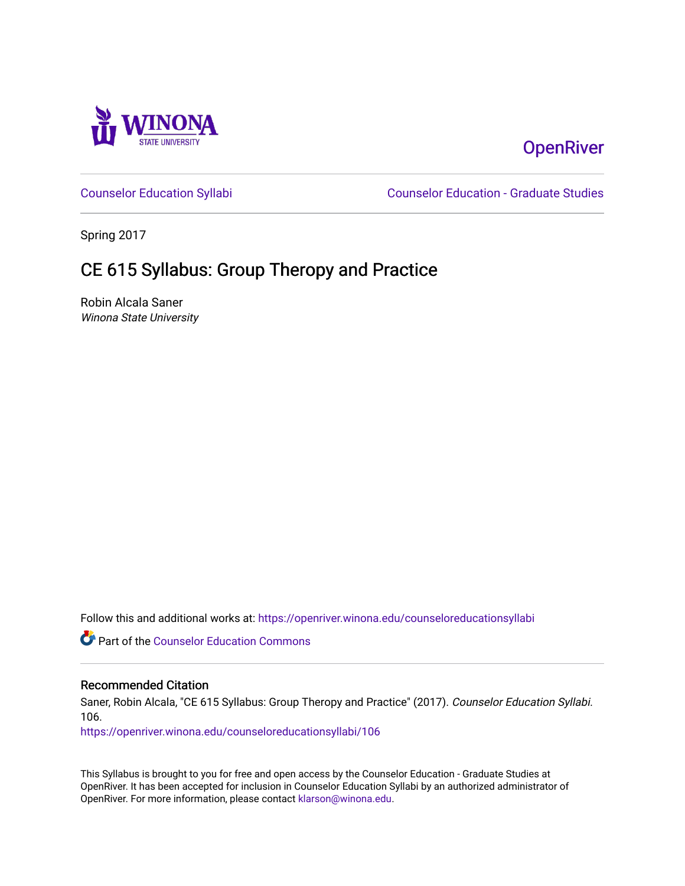OpenRiver

Counselor Education Syllabi

Counselor Education - Graduate Studies

Spring 2017

# CE 615 Syllabus: Group Theropy and Practice

Robin Alcala Saner
*Winona State University*

Follow this and additional works at: https://openriver.winona.edu/counseloreducationsyllabi

Part of the Counselor Education Commons

## Recommended Citation

Saner, Robin Alcala, "CE 615 Syllabus: Group Theropy and Practice" (2017). *Counselor Education Syllabi*. 106.
https://openriver.winona.edu/counseloreducationsyllabi/106

This Syllabus is brought to you for free and open access by the Counselor Education - Graduate Studies at OpenRiver. It has been accepted for inclusion in Counselor Education Syllabi by an authorized administrator of OpenRiver. For more information, please contact klarson@winona.edu.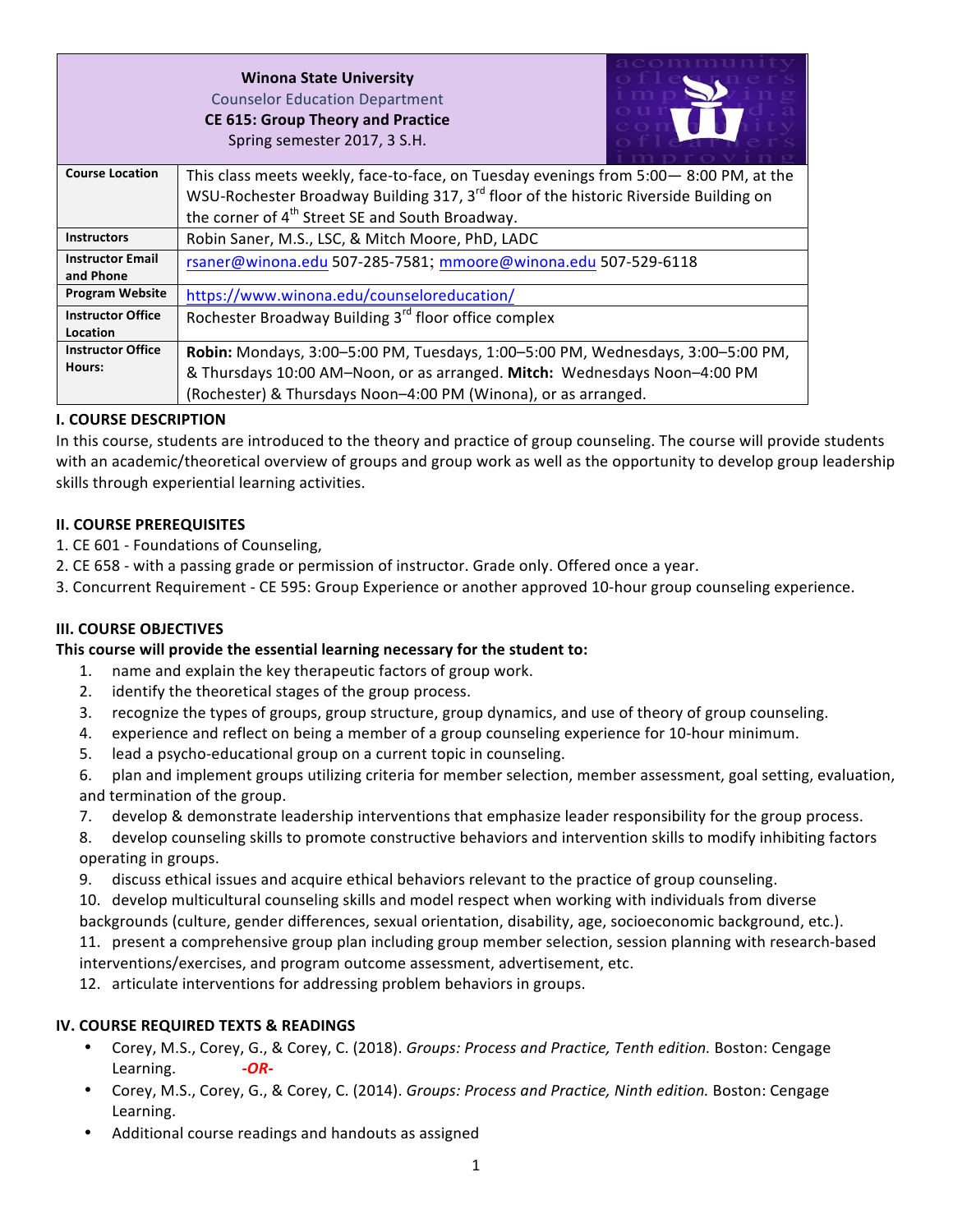**Winona State University**
Counselor Education Department
**CE 615: Group Theory and Practice**
Spring semester 2017, 3 S.H.

| | |
|---|---|
| **Course Location** | This class meets weekly, face-to-face, on Tuesday evenings from 5:00— 8:00 PM, at the WSU-Rochester Broadway Building 317, 3rd floor of the historic Riverside Building on the corner of 4th Street SE and South Broadway. |
| **Instructors** | Robin Saner, M.S., LSC, & Mitch Moore, PhD, LADC |
| **Instructor Email and Phone** | rsaner@winona.edu 507-285-7581; mmoore@winona.edu 507-529-6118 |
| **Program Website** | https://www.winona.edu/counseloreducation/ |
| **Instructor Office Location** | Rochester Broadway Building 3rd floor office complex |
| **Instructor Office Hours:** | **Robin:** Mondays, 3:00–5:00 PM, Tuesdays, 1:00–5:00 PM, Wednesdays, 3:00–5:00 PM, & Thursdays 10:00 AM–Noon, or as arranged. **Mitch:** Wednesdays Noon–4:00 PM (Rochester) & Thursdays Noon–4:00 PM (Winona), or as arranged. |

## I. COURSE DESCRIPTION

In this course, students are introduced to the theory and practice of group counseling. The course will provide students with an academic/theoretical overview of groups and group work as well as the opportunity to develop group leadership skills through experiential learning activities.

## II. COURSE PREREQUISITES

1. CE 601 - Foundations of Counseling,
2. CE 658 - with a passing grade or permission of instructor. Grade only. Offered once a year.
3. Concurrent Requirement - CE 595: Group Experience or another approved 10-hour group counseling experience.

## III. COURSE OBJECTIVES

**This course will provide the essential learning necessary for the student to:**

1. name and explain the key therapeutic factors of group work.
2. identify the theoretical stages of the group process.
3. recognize the types of groups, group structure, group dynamics, and use of theory of group counseling.
4. experience and reflect on being a member of a group counseling experience for 10-hour minimum.
5. lead a psycho-educational group on a current topic in counseling.
6. plan and implement groups utilizing criteria for member selection, member assessment, goal setting, evaluation, and termination of the group.
7. develop & demonstrate leadership interventions that emphasize leader responsibility for the group process.
8. develop counseling skills to promote constructive behaviors and intervention skills to modify inhibiting factors operating in groups.
9. discuss ethical issues and acquire ethical behaviors relevant to the practice of group counseling.
10. develop multicultural counseling skills and model respect when working with individuals from diverse backgrounds (culture, gender differences, sexual orientation, disability, age, socioeconomic background, etc.).
11. present a comprehensive group plan including group member selection, session planning with research-based interventions/exercises, and program outcome assessment, advertisement, etc.
12. articulate interventions for addressing problem behaviors in groups.

## IV. COURSE REQUIRED TEXTS & READINGS

- Corey, M.S., Corey, G., & Corey, C. (2018). *Groups: Process and Practice, Tenth edition.* Boston: Cengage Learning. ***-OR-***
- Corey, M.S., Corey, G., & Corey, C. (2014). *Groups: Process and Practice, Ninth edition.* Boston: Cengage Learning.
- Additional course readings and handouts as assigned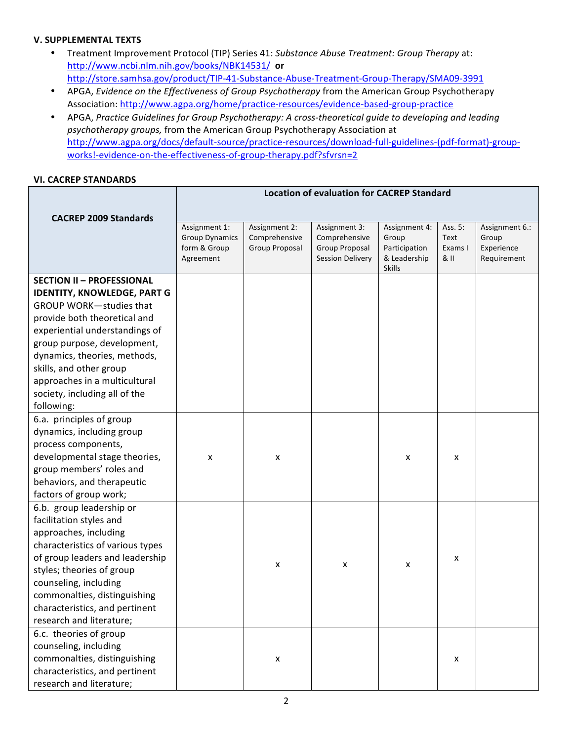### V. SUPPLEMENTAL TEXTS

- Treatment Improvement Protocol (TIP) Series 41: *Substance Abuse Treatment: Group Therapy* at: http://www.ncbi.nlm.nih.gov/books/NBK14531/ **or** http://store.samhsa.gov/product/TIP-41-Substance-Abuse-Treatment-Group-Therapy/SMA09-3991
- APGA, *Evidence on the Effectiveness of Group Psychotherapy* from the American Group Psychotherapy Association: http://www.agpa.org/home/practice-resources/evidence-based-group-practice
- APGA, *Practice Guidelines for Group Psychotherapy: A cross-theoretical guide to developing and leading psychotherapy groups,* from the American Group Psychotherapy Association at http://www.agpa.org/docs/default-source/practice-resources/download-full-guidelines-(pdf-format)-group-works!-evidence-on-the-effectiveness-of-group-therapy.pdf?sfvrsn=2

### VI. CACREP STANDARDS

| CACREP 2009 Standards | Location of evaluation for CACREP Standard | | | | | |
|---|---|---|---|---|---|---|
| | Assignment 1: Group Dynamics form & Group Agreement | Assignment 2: Comprehensive Group Proposal | Assignment 3: Comprehensive Group Proposal Session Delivery | Assignment 4: Group Participation & Leadership Skills | Ass. 5: Text Exams I & II | Assignment 6.: Group Experience Requirement |
| **SECTION II – PROFESSIONAL IDENTITY, KNOWLEDGE, PART G** GROUP WORK—studies that provide both theoretical and experiential understandings of group purpose, development, dynamics, theories, methods, skills, and other group approaches in a multicultural society, including all of the following: | | | | | | |
| 6.a. principles of group dynamics, including group process components, developmental stage theories, group members' roles and behaviors, and therapeutic factors of group work; | x | x | | x | x | |
| 6.b. group leadership or facilitation styles and approaches, including characteristics of various types of group leaders and leadership styles; theories of group counseling, including commonalties, distinguishing characteristics, and pertinent research and literature; | | x | x | x | x | |
| 6.c. theories of group counseling, including commonalties, distinguishing characteristics, and pertinent research and literature; | | x | | | x | |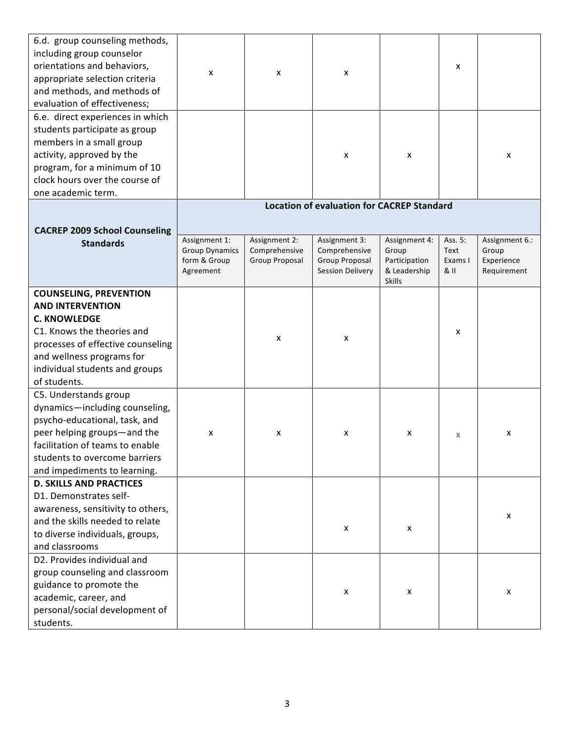| | | | | | | |
|---|---|---|---|---|---|---|
| 6.d. group counseling methods, including group counselor orientations and behaviors, appropriate selection criteria and methods, and methods of evaluation of effectiveness; | x | x | x | | x | |
| 6.e. direct experiences in which students participate as group members in a small group activity, approved by the program, for a minimum of 10 clock hours over the course of one academic term. | | | x | x | | x |

| **CACREP 2009 School Counseling Standards** | **Location of evaluation for CACREP Standard** | | | | | |
|---|---|---|---|---|---|---|
| | Assignment 1: Group Dynamics form & Group Agreement | Assignment 2: Comprehensive Group Proposal | Assignment 3: Comprehensive Group Proposal Session Delivery | Assignment 4: Group Participation & Leadership Skills | Ass. 5: Text Exams I & II | Assignment 6.: Group Experience Requirement |
| **COUNSELING, PREVENTION AND INTERVENTION** **C. KNOWLEDGE** C1. Knows the theories and processes of effective counseling and wellness programs for individual students and groups of students. | | x | x | | x | |
| C5. Understands group dynamics—including counseling, psycho-educational, task, and peer helping groups—and the facilitation of teams to enable students to overcome barriers and impediments to learning. | x | x | x | x | x | x |
| **D. SKILLS AND PRACTICES** D1. Demonstrates self-awareness, sensitivity to others, and the skills needed to relate to diverse individuals, groups, and classrooms | | | x | x | | x |
| D2. Provides individual and group counseling and classroom guidance to promote the academic, career, and personal/social development of students. | | | x | x | | x |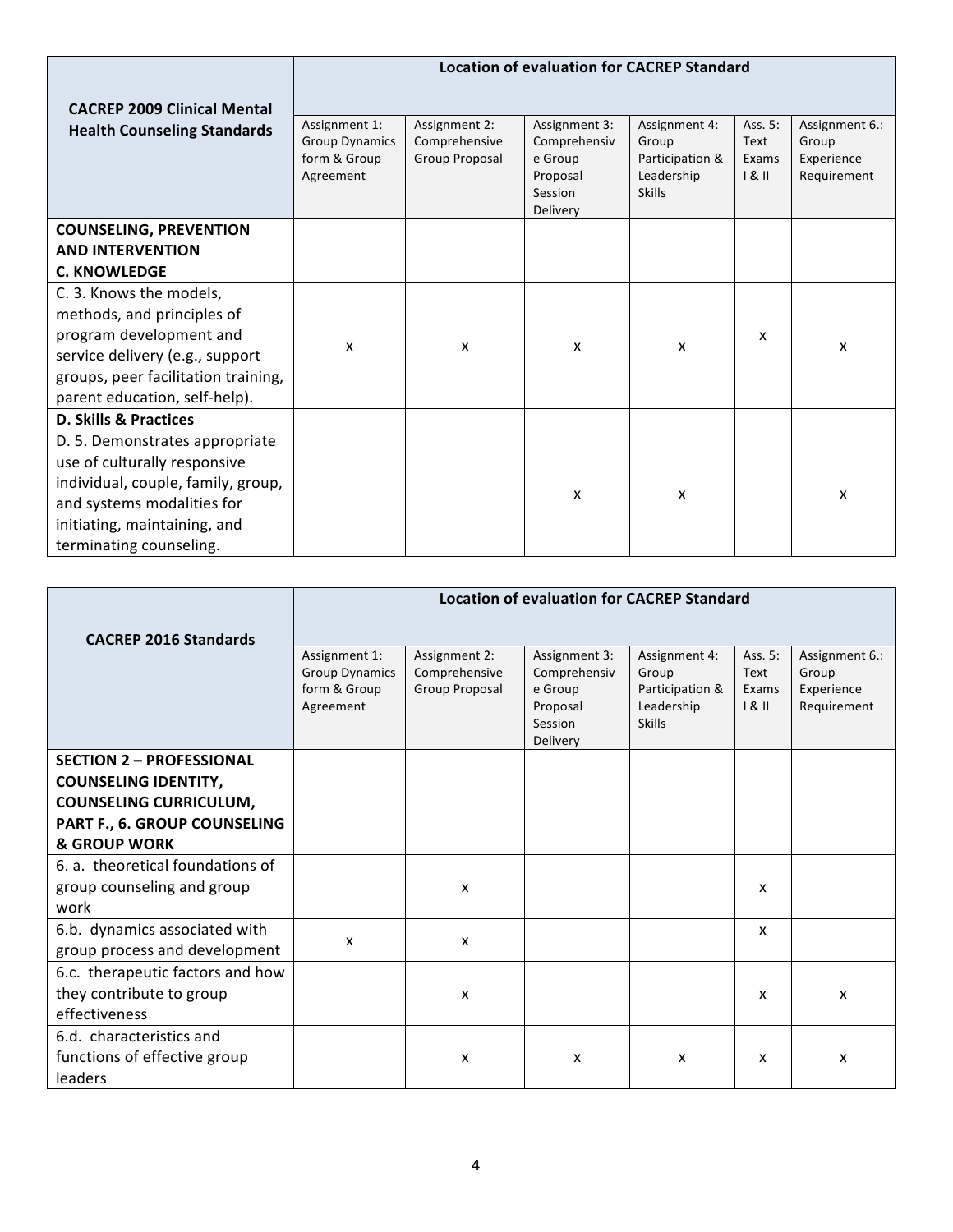| CACREP 2009 Clinical Mental Health Counseling Standards | Location of evaluation for CACREP Standard | | | | | |
|---|---|---|---|---|---|---|
| | Assignment 1: Group Dynamics form & Group Agreement | Assignment 2: Comprehensive Group Proposal | Assignment 3: Comprehensive Group Proposal Session Delivery | Assignment 4: Group Participation & Leadership Skills | Ass. 5: Text Exams I & II | Assignment 6.: Group Experience Requirement |
| **COUNSELING, PREVENTION AND INTERVENTION C. KNOWLEDGE** | | | | | | |
| C. 3. Knows the models, methods, and principles of program development and service delivery (e.g., support groups, peer facilitation training, parent education, self-help). | x | x | x | x | x | x |
| **D. Skills & Practices** | | | | | | |
| D. 5. Demonstrates appropriate use of culturally responsive individual, couple, family, group, and systems modalities for initiating, maintaining, and terminating counseling. | | | x | x | | x |

| CACREP 2016 Standards | Location of evaluation for CACREP Standard | | | | | |
|---|---|---|---|---|---|---|
| | Assignment 1: Group Dynamics form & Group Agreement | Assignment 2: Comprehensive Group Proposal | Assignment 3: Comprehensive Group Proposal Session Delivery | Assignment 4: Group Participation & Leadership Skills | Ass. 5: Text Exams I & II | Assignment 6.: Group Experience Requirement |
| **SECTION 2 – PROFESSIONAL COUNSELING IDENTITY, COUNSELING CURRICULUM, PART F., 6. GROUP COUNSELING & GROUP WORK** | | | | | | |
| 6. a. theoretical foundations of group counseling and group work | | x | | | x | |
| 6.b. dynamics associated with group process and development | x | x | | | x | |
| 6.c. therapeutic factors and how they contribute to group effectiveness | | x | | | x | x |
| 6.d. characteristics and functions of effective group leaders | | x | x | x | x | x |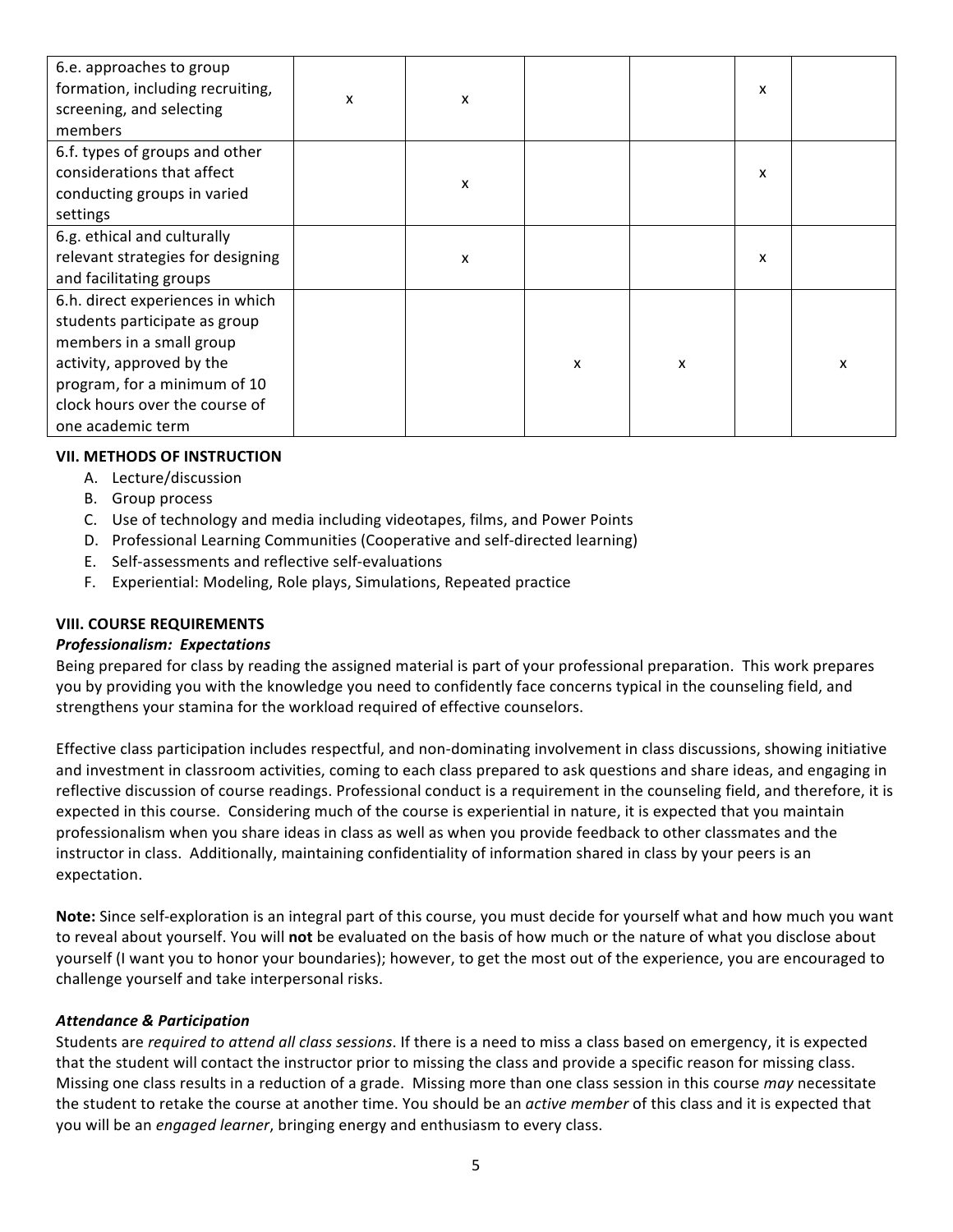| | | | | | | |
|---|---|---|---|---|---|---|
| 6.e. approaches to group formation, including recruiting, screening, and selecting members | x | x | | | x | |
| 6.f. types of groups and other considerations that affect conducting groups in varied settings | | x | | | x | |
| 6.g. ethical and culturally relevant strategies for designing and facilitating groups | | x | | | x | |
| 6.h. direct experiences in which students participate as group members in a small group activity, approved by the program, for a minimum of 10 clock hours over the course of one academic term | | | x | x | | x |

### VII. METHODS OF INSTRUCTION

A. Lecture/discussion
B. Group process
C. Use of technology and media including videotapes, films, and Power Points
D. Professional Learning Communities (Cooperative and self-directed learning)
E. Self-assessments and reflective self-evaluations
F. Experiential: Modeling, Role plays, Simulations, Repeated practice

### VIII. COURSE REQUIREMENTS

***Professionalism: Expectations***

Being prepared for class by reading the assigned material is part of your professional preparation. This work prepares you by providing you with the knowledge you need to confidently face concerns typical in the counseling field, and strengthens your stamina for the workload required of effective counselors.

Effective class participation includes respectful, and non-dominating involvement in class discussions, showing initiative and investment in classroom activities, coming to each class prepared to ask questions and share ideas, and engaging in reflective discussion of course readings. Professional conduct is a requirement in the counseling field, and therefore, it is expected in this course. Considering much of the course is experiential in nature, it is expected that you maintain professionalism when you share ideas in class as well as when you provide feedback to other classmates and the instructor in class. Additionally, maintaining confidentiality of information shared in class by your peers is an expectation.

**Note:** Since self-exploration is an integral part of this course, you must decide for yourself what and how much you want to reveal about yourself. You will **not** be evaluated on the basis of how much or the nature of what you disclose about yourself (I want you to honor your boundaries); however, to get the most out of the experience, you are encouraged to challenge yourself and take interpersonal risks.

***Attendance & Participation***

Students are *required to attend all class sessions*. If there is a need to miss a class based on emergency, it is expected that the student will contact the instructor prior to missing the class and provide a specific reason for missing class. Missing one class results in a reduction of a grade. Missing more than one class session in this course *may* necessitate the student to retake the course at another time. You should be an *active member* of this class and it is expected that you will be an *engaged learner*, bringing energy and enthusiasm to every class.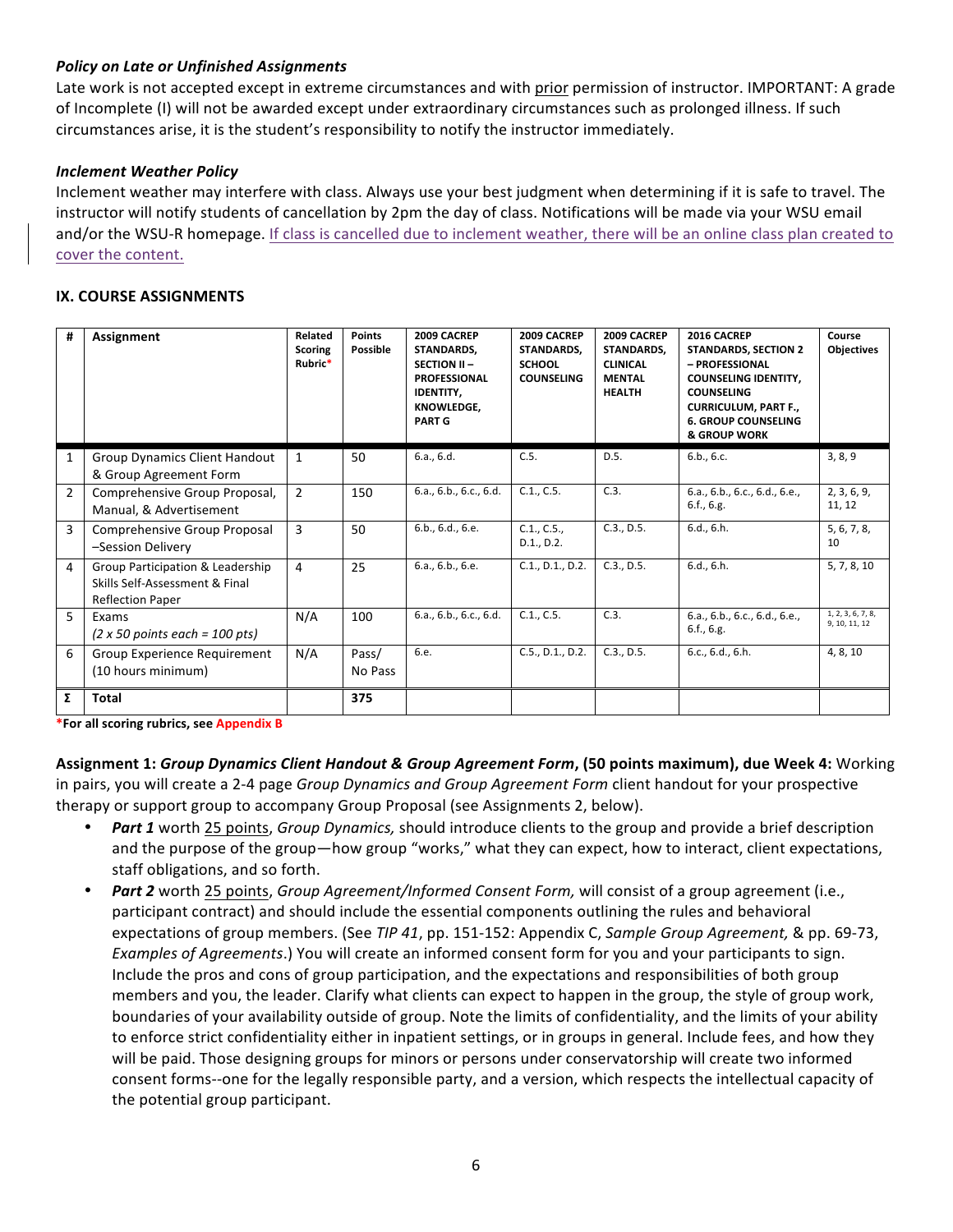### *Policy on Late or Unfinished Assignments*

Late work is not accepted except in extreme circumstances and with prior permission of instructor. IMPORTANT: A grade of Incomplete (I) will not be awarded except under extraordinary circumstances such as prolonged illness. If such circumstances arise, it is the student's responsibility to notify the instructor immediately.

### *Inclement Weather Policy*

Inclement weather may interfere with class. Always use your best judgment when determining if it is safe to travel. The instructor will notify students of cancellation by 2pm the day of class. Notifications will be made via your WSU email and/or the WSU-R homepage. If class is cancelled due to inclement weather, there will be an online class plan created to cover the content.

## IX. COURSE ASSIGNMENTS

| # | Assignment | Related Scoring Rubric* | Points Possible | 2009 CACREP STANDARDS, SECTION II – PROFESSIONAL IDENTITY, KNOWLEDGE, PART G | 2009 CACREP STANDARDS, SCHOOL COUNSELING | 2009 CACREP STANDARDS, CLINICAL MENTAL HEALTH | 2016 CACREP STANDARDS, SECTION 2 – PROFESSIONAL COUNSELING IDENTITY, COUNSELING CURRICULUM, PART F., 6. GROUP COUNSELING & GROUP WORK | Course Objectives |
|---|---|---|---|---|---|---|---|---|
| 1 | Group Dynamics Client Handout & Group Agreement Form | 1 | 50 | 6.a., 6.d. | C.5. | D.5. | 6.b., 6.c. | 3, 8, 9 |
| 2 | Comprehensive Group Proposal, Manual, & Advertisement | 2 | 150 | 6.a., 6.b., 6.c., 6.d. | C.1., C.5. | C.3. | 6.a., 6.b., 6.c., 6.d., 6.e., 6.f., 6.g. | 2, 3, 6, 9, 11, 12 |
| 3 | Comprehensive Group Proposal –Session Delivery | 3 | 50 | 6.b., 6.d., 6.e. | C.1., C.5., D.1., D.2. | C.3., D.5. | 6.d., 6.h. | 5, 6, 7, 8, 10 |
| 4 | Group Participation & Leadership Skills Self-Assessment & Final Reflection Paper | 4 | 25 | 6.a., 6.b., 6.e. | C.1., D.1., D.2. | C.3., D.5. | 6.d., 6.h. | 5, 7, 8, 10 |
| 5 | Exams *(2 x 50 points each = 100 pts)* | N/A | 100 | 6.a., 6.b., 6.c., 6.d. | C.1., C.5. | C.3. | 6.a., 6.b., 6.c., 6.d., 6.e., 6.f., 6.g. | 1, 2, 3, 6, 7, 8, 9, 10, 11, 12 |
| 6 | Group Experience Requirement (10 hours minimum) | N/A | Pass/ No Pass | 6.e. | C.5., D.1., D.2. | C.3., D.5. | 6.c., 6.d., 6.h. | 4, 8, 10 |
| Σ | **Total** | | **375** | | | | | |

***For all scoring rubrics, see Appendix B**

**Assignment 1: *Group Dynamics Client Handout & Group Agreement Form*, (50 points maximum), due Week 4:** Working in pairs, you will create a 2-4 page *Group Dynamics and Group Agreement Form* client handout for your prospective therapy or support group to accompany Group Proposal (see Assignments 2, below).

- ***Part 1*** worth 25 points, *Group Dynamics,* should introduce clients to the group and provide a brief description and the purpose of the group—how group "works," what they can expect, how to interact, client expectations, staff obligations, and so forth.
- ***Part 2*** worth 25 points, *Group Agreement/Informed Consent Form,* will consist of a group agreement (i.e., participant contract) and should include the essential components outlining the rules and behavioral expectations of group members. (See *TIP 41*, pp. 151-152: Appendix C, *Sample Group Agreement,* & pp. 69-73, *Examples of Agreements*.) You will create an informed consent form for you and your participants to sign. Include the pros and cons of group participation, and the expectations and responsibilities of both group members and you, the leader. Clarify what clients can expect to happen in the group, the style of group work, boundaries of your availability outside of group. Note the limits of confidentiality, and the limits of your ability to enforce strict confidentiality either in inpatient settings, or in groups in general. Include fees, and how they will be paid. Those designing groups for minors or persons under conservatorship will create two informed consent forms--one for the legally responsible party, and a version, which respects the intellectual capacity of the potential group participant.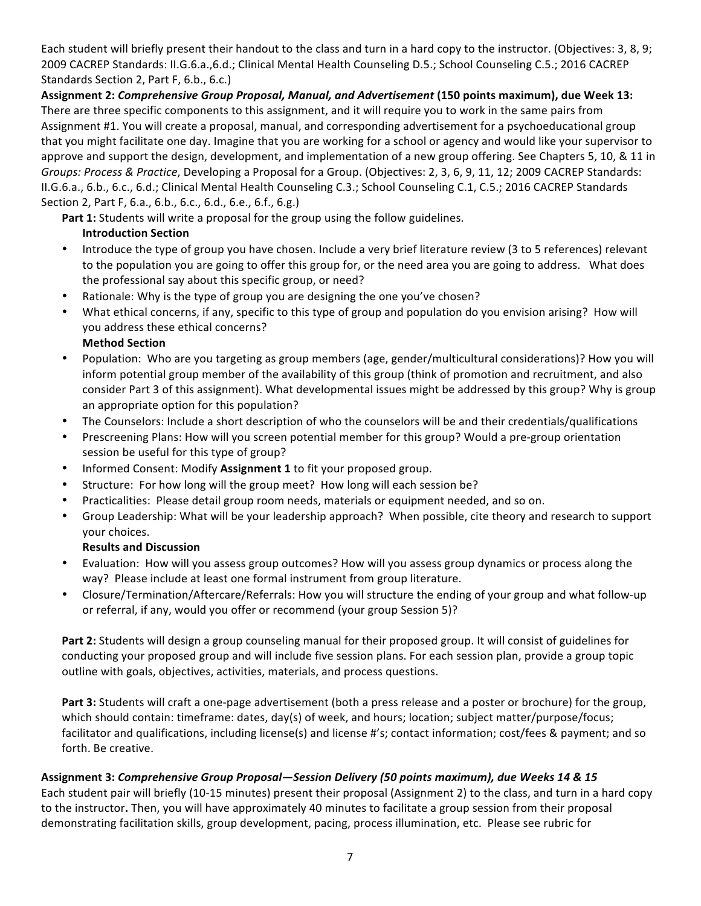Each student will briefly present their handout to the class and turn in a hard copy to the instructor. (Objectives: 3, 8, 9; 2009 CACREP Standards: II.G.6.a.,6.d.; Clinical Mental Health Counseling D.5.; School Counseling C.5.; 2016 CACREP Standards Section 2, Part F, 6.b., 6.c.)

**Assignment 2:** ***Comprehensive Group Proposal, Manual, and Advertisement*** **(150 points maximum), due Week 13:** There are three specific components to this assignment, and it will require you to work in the same pairs from Assignment #1. You will create a proposal, manual, and corresponding advertisement for a psychoeducational group that you might facilitate one day. Imagine that you are working for a school or agency and would like your supervisor to approve and support the design, development, and implementation of a new group offering. See Chapters 5, 10, & 11 in *Groups: Process & Practice*, Developing a Proposal for a Group. (Objectives: 2, 3, 6, 9, 11, 12; 2009 CACREP Standards: II.G.6.a., 6.b., 6.c., 6.d.; Clinical Mental Health Counseling C.3.; School Counseling C.1, C.5.; 2016 CACREP Standards Section 2, Part F, 6.a., 6.b., 6.c., 6.d., 6.e., 6.f., 6.g.)

**Part 1:** Students will write a proposal for the group using the follow guidelines.

**Introduction Section**

- Introduce the type of group you have chosen. Include a very brief literature review (3 to 5 references) relevant to the population you are going to offer this group for, or the need area you are going to address. What does the professional say about this specific group, or need?
- Rationale: Why is the type of group you are designing the one you've chosen?
- What ethical concerns, if any, specific to this type of group and population do you envision arising? How will you address these ethical concerns?

**Method Section**

- Population: Who are you targeting as group members (age, gender/multicultural considerations)? How you will inform potential group member of the availability of this group (think of promotion and recruitment, and also consider Part 3 of this assignment). What developmental issues might be addressed by this group? Why is group an appropriate option for this population?
- The Counselors: Include a short description of who the counselors will be and their credentials/qualifications
- Prescreening Plans: How will you screen potential member for this group? Would a pre-group orientation session be useful for this type of group?
- Informed Consent: Modify **Assignment 1** to fit your proposed group.
- Structure: For how long will the group meet? How long will each session be?
- Practicalities: Please detail group room needs, materials or equipment needed, and so on.
- Group Leadership: What will be your leadership approach? When possible, cite theory and research to support your choices.

**Results and Discussion**

- Evaluation: How will you assess group outcomes? How will you assess group dynamics or process along the way? Please include at least one formal instrument from group literature.
- Closure/Termination/Aftercare/Referrals: How you will structure the ending of your group and what follow-up or referral, if any, would you offer or recommend (your group Session 5)?

**Part 2:** Students will design a group counseling manual for their proposed group. It will consist of guidelines for conducting your proposed group and will include five session plans. For each session plan, provide a group topic outline with goals, objectives, activities, materials, and process questions.

**Part 3:** Students will craft a one-page advertisement (both a press release and a poster or brochure) for the group, which should contain: timeframe: dates, day(s) of week, and hours; location; subject matter/purpose/focus; facilitator and qualifications, including license(s) and license #'s; contact information; cost/fees & payment; and so forth. Be creative.

**Assignment 3:** ***Comprehensive Group Proposal—Session Delivery (50 points maximum), due Weeks 14 & 15***

Each student pair will briefly (10-15 minutes) present their proposal (Assignment 2) to the class, and turn in a hard copy to the instructor**.** Then, you will have approximately 40 minutes to facilitate a group session from their proposal demonstrating facilitation skills, group development, pacing, process illumination, etc. Please see rubric for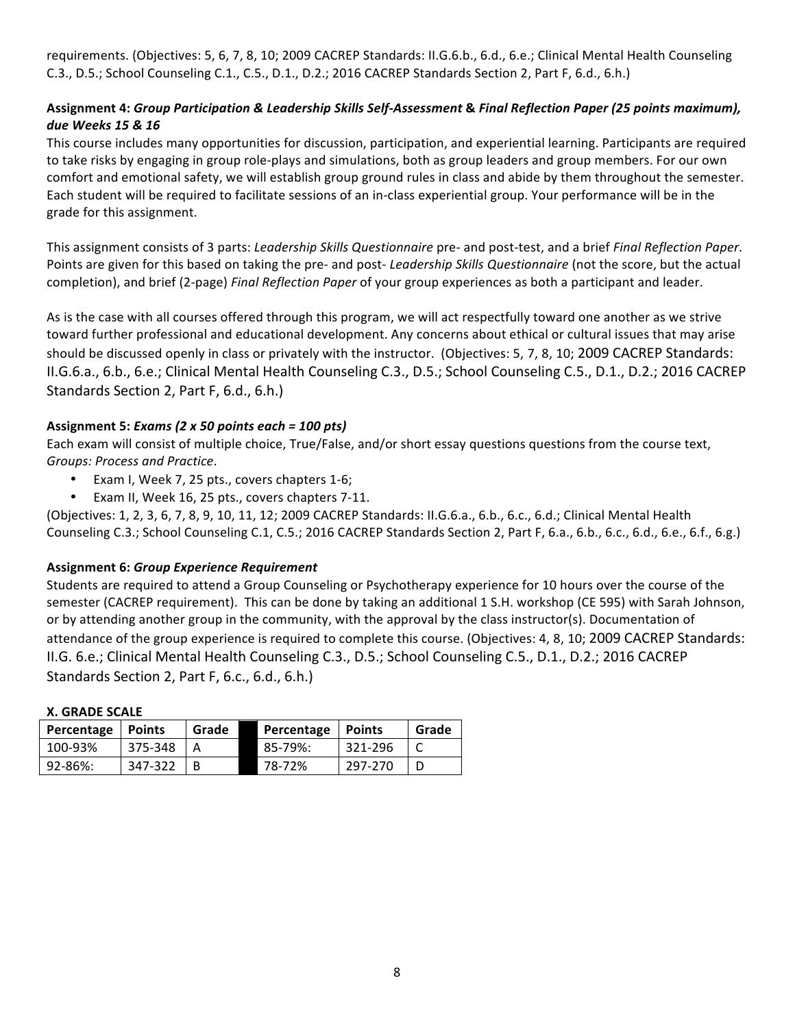requirements. (Objectives: 5, 6, 7, 8, 10; 2009 CACREP Standards: II.G.6.b., 6.d., 6.e.; Clinical Mental Health Counseling C.3., D.5.; School Counseling C.1., C.5., D.1., D.2.; 2016 CACREP Standards Section 2, Part F, 6.d., 6.h.)

**Assignment 4: *Group Participation & Leadership Skills Self-Assessment* & *Final Reflection Paper (25 points maximum), due Weeks 15 & 16***

This course includes many opportunities for discussion, participation, and experiential learning. Participants are required to take risks by engaging in group role-plays and simulations, both as group leaders and group members. For our own comfort and emotional safety, we will establish group ground rules in class and abide by them throughout the semester. Each student will be required to facilitate sessions of an in-class experiential group. Your performance will be in the grade for this assignment.

This assignment consists of 3 parts: *Leadership Skills Questionnaire* pre- and post-test, and a brief *Final Reflection Paper*. Points are given for this based on taking the pre- and post- *Leadership Skills Questionnaire* (not the score, but the actual completion), and brief (2-page) *Final Reflection Paper* of your group experiences as both a participant and leader.

As is the case with all courses offered through this program, we will act respectfully toward one another as we strive toward further professional and educational development. Any concerns about ethical or cultural issues that may arise should be discussed openly in class or privately with the instructor. (Objectives: 5, 7, 8, 10; 2009 CACREP Standards: II.G.6.a., 6.b., 6.e.; Clinical Mental Health Counseling C.3., D.5.; School Counseling C.5., D.1., D.2.; 2016 CACREP Standards Section 2, Part F, 6.d., 6.h.)

**Assignment 5: *Exams (2 x 50 points each = 100 pts)***

Each exam will consist of multiple choice, True/False, and/or short essay questions questions from the course text, *Groups: Process and Practice*.

- Exam I, Week 7, 25 pts., covers chapters 1-6;
- Exam II, Week 16, 25 pts., covers chapters 7-11.

(Objectives: 1, 2, 3, 6, 7, 8, 9, 10, 11, 12; 2009 CACREP Standards: II.G.6.a., 6.b., 6.c., 6.d.; Clinical Mental Health Counseling C.3.; School Counseling C.1, C.5.; 2016 CACREP Standards Section 2, Part F, 6.a., 6.b., 6.c., 6.d., 6.e., 6.f., 6.g.)

**Assignment 6: *Group Experience Requirement***

Students are required to attend a Group Counseling or Psychotherapy experience for 10 hours over the course of the semester (CACREP requirement). This can be done by taking an additional 1 S.H. workshop (CE 595) with Sarah Johnson, or by attending another group in the community, with the approval by the class instructor(s). Documentation of attendance of the group experience is required to complete this course. (Objectives: 4, 8, 10; 2009 CACREP Standards: II.G. 6.e.; Clinical Mental Health Counseling C.3., D.5.; School Counseling C.5., D.1., D.2.; 2016 CACREP Standards Section 2, Part F, 6.c., 6.d., 6.h.)

**X. GRADE SCALE**

| Percentage | Points | Grade | | Percentage | Points | Grade |
|---|---|---|---|---|---|---|
| 100-93% | 375-348 | A | | 85-79%: | 321-296 | C |
| 92-86%: | 347-322 | B | | 78-72% | 297-270 | D |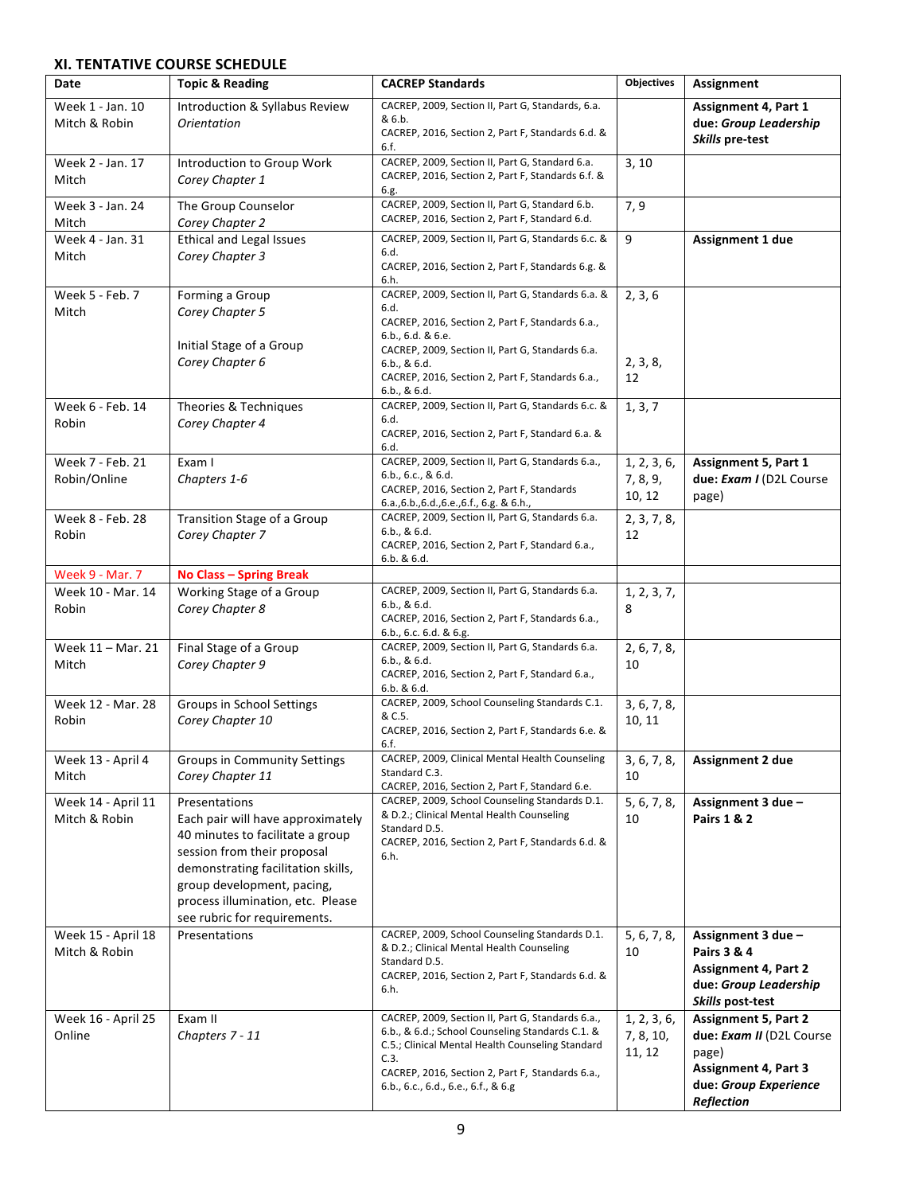## XI. TENTATIVE COURSE SCHEDULE

| Date | Topic & Reading | CACREP Standards | Objectives | Assignment |
|---|---|---|---|---|
| Week 1 - Jan. 10<br>Mitch & Robin | Introduction & Syllabus Review<br>*Orientation* | CACREP, 2009, Section II, Part G, Standards, 6.a. & 6.b.<br>CACREP, 2016, Section 2, Part F, Standards 6.d. & 6.f. | | **Assignment 4, Part 1 due: *Group Leadership Skills* pre-test** |
| Week 2 - Jan. 17<br>Mitch | Introduction to Group Work<br>*Corey Chapter 1* | CACREP, 2009, Section II, Part G, Standard 6.a.<br>CACREP, 2016, Section 2, Part F, Standards 6.f. & 6.g. | 3, 10 | |
| Week 3 - Jan. 24<br>Mitch | The Group Counselor<br>*Corey Chapter 2* | CACREP, 2009, Section II, Part G, Standard 6.b.<br>CACREP, 2016, Section 2, Part F, Standard 6.d. | 7, 9 | |
| Week 4 - Jan. 31<br>Mitch | Ethical and Legal Issues<br>*Corey Chapter 3* | CACREP, 2009, Section II, Part G, Standards 6.c. & 6.d.<br>CACREP, 2016, Section 2, Part F, Standards 6.g. & 6.h. | 9 | **Assignment 1 due** |
| Week 5 - Feb. 7<br>Mitch | Forming a Group<br>*Corey Chapter 5*<br><br>Initial Stage of a Group<br>*Corey Chapter 6* | CACREP, 2009, Section II, Part G, Standards 6.a. & 6.d.<br>CACREP, 2016, Section 2, Part F, Standards 6.a., 6.b., 6.d. & 6.e.<br>CACREP, 2009, Section II, Part G, Standards 6.a. 6.b., & 6.d.<br>CACREP, 2016, Section 2, Part F, Standards 6.a., 6.b., & 6.d. | 2, 3, 6<br><br>2, 3, 8, 12 | |
| Week 6 - Feb. 14<br>Robin | Theories & Techniques<br>*Corey Chapter 4* | CACREP, 2009, Section II, Part G, Standards 6.c. & 6.d.<br>CACREP, 2016, Section 2, Part F, Standard 6.a. & 6.d. | 1, 3, 7 | |
| Week 7 - Feb. 21<br>Robin/Online | Exam I<br>*Chapters 1-6* | CACREP, 2009, Section II, Part G, Standards 6.a., 6.b., 6.c., & 6.d.<br>CACREP, 2016, Section 2, Part F, Standards 6.a.,6.b.,6.d.,6.e.,6.f., 6.g. & 6.h., | 1, 2, 3, 6, 7, 8, 9, 10, 12 | **Assignment 5, Part 1 due: *Exam I*** (D2L Course page) |
| Week 8 - Feb. 28<br>Robin | Transition Stage of a Group<br>*Corey Chapter 7* | CACREP, 2009, Section II, Part G, Standards 6.a. 6.b., & 6.d.<br>CACREP, 2016, Section 2, Part F, Standard 6.a., 6.b. & 6.d. | 2, 3, 7, 8, 12 | |
| Week 9 - Mar. 7 | **No Class – Spring Break** | | | |
| Week 10 - Mar. 14<br>Robin | Working Stage of a Group<br>*Corey Chapter 8* | CACREP, 2009, Section II, Part G, Standards 6.a. 6.b., & 6.d.<br>CACREP, 2016, Section 2, Part F, Standards 6.a., 6.b., 6.c. 6.d. & 6.g. | 1, 2, 3, 7, 8 | |
| Week 11 – Mar. 21<br>Mitch | Final Stage of a Group<br>*Corey Chapter 9* | CACREP, 2009, Section II, Part G, Standards 6.a. 6.b., & 6.d.<br>CACREP, 2016, Section 2, Part F, Standard 6.a., 6.b. & 6.d. | 2, 6, 7, 8, 10 | |
| Week 12 - Mar. 28<br>Robin | Groups in School Settings<br>*Corey Chapter 10* | CACREP, 2009, School Counseling Standards C.1. & C.5.<br>CACREP, 2016, Section 2, Part F, Standards 6.e. & 6.f. | 3, 6, 7, 8, 10, 11 | |
| Week 13 - April 4<br>Mitch | Groups in Community Settings<br>*Corey Chapter 11* | CACREP, 2009, Clinical Mental Health Counseling Standard C.3.<br>CACREP, 2016, Section 2, Part F, Standard 6.e. | 3, 6, 7, 8, 10 | **Assignment 2 due** |
| Week 14 - April 11<br>Mitch & Robin | Presentations<br>Each pair will have approximately 40 minutes to facilitate a group session from their proposal demonstrating facilitation skills, group development, pacing, process illumination, etc. Please see rubric for requirements. | CACREP, 2009, School Counseling Standards D.1. & D.2.; Clinical Mental Health Counseling Standard D.5.<br>CACREP, 2016, Section 2, Part F, Standards 6.d. & 6.h. | 5, 6, 7, 8, 10 | **Assignment 3 due – Pairs 1 & 2** |
| Week 15 - April 18<br>Mitch & Robin | Presentations | CACREP, 2009, School Counseling Standards D.1. & D.2.; Clinical Mental Health Counseling Standard D.5.<br>CACREP, 2016, Section 2, Part F, Standards 6.d. & 6.h. | 5, 6, 7, 8, 10 | **Assignment 3 due – Pairs 3 & 4**<br>**Assignment 4, Part 2 due: *Group Leadership Skills* post-test** |
| Week 16 - April 25<br>Online | Exam II<br>*Chapters 7 - 11* | CACREP, 2009, Section II, Part G, Standards 6.a., 6.b., & 6.d.; School Counseling Standards C.1. & C.5.; Clinical Mental Health Counseling Standard C.3.<br>CACREP, 2016, Section 2, Part F, Standards 6.a., 6.b., 6.c., 6.d., 6.e., 6.f., & 6.g | 1, 2, 3, 6, 7, 8, 10, 11, 12 | **Assignment 5, Part 2 due: *Exam II*** (D2L Course page)<br>**Assignment 4, Part 3 due: *Group Experience Reflection*** |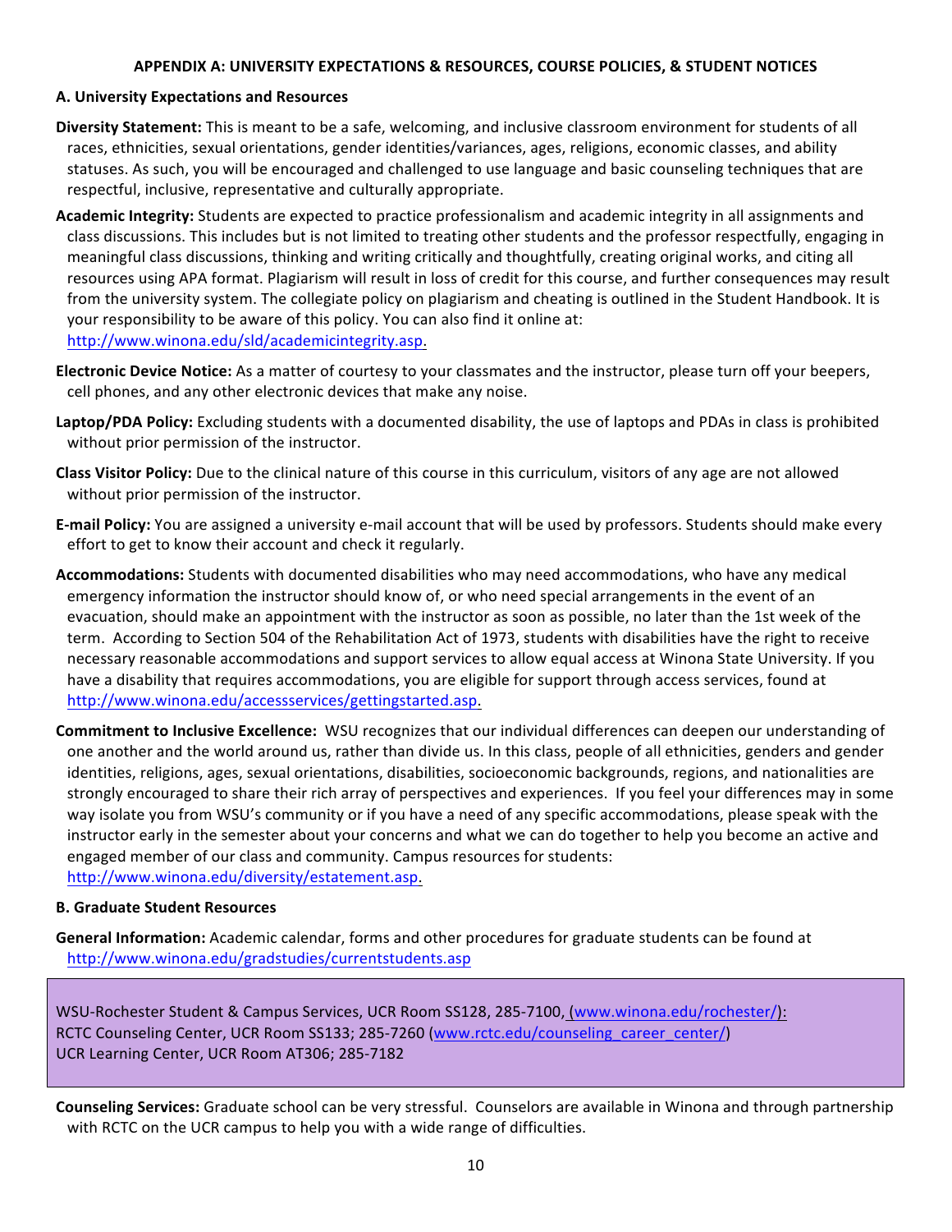## APPENDIX A: UNIVERSITY EXPECTATIONS & RESOURCES, COURSE POLICIES, & STUDENT NOTICES

### A. University Expectations and Resources

**Diversity Statement:** This is meant to be a safe, welcoming, and inclusive classroom environment for students of all races, ethnicities, sexual orientations, gender identities/variances, ages, religions, economic classes, and ability statuses. As such, you will be encouraged and challenged to use language and basic counseling techniques that are respectful, inclusive, representative and culturally appropriate.

**Academic Integrity:** Students are expected to practice professionalism and academic integrity in all assignments and class discussions. This includes but is not limited to treating other students and the professor respectfully, engaging in meaningful class discussions, thinking and writing critically and thoughtfully, creating original works, and citing all resources using APA format. Plagiarism will result in loss of credit for this course, and further consequences may result from the university system. The collegiate policy on plagiarism and cheating is outlined in the Student Handbook. It is your responsibility to be aware of this policy. You can also find it online at: http://www.winona.edu/sld/academicintegrity.asp.

**Electronic Device Notice:** As a matter of courtesy to your classmates and the instructor, please turn off your beepers, cell phones, and any other electronic devices that make any noise.

**Laptop/PDA Policy:** Excluding students with a documented disability, the use of laptops and PDAs in class is prohibited without prior permission of the instructor.

**Class Visitor Policy:** Due to the clinical nature of this course in this curriculum, visitors of any age are not allowed without prior permission of the instructor.

**E-mail Policy:** You are assigned a university e-mail account that will be used by professors. Students should make every effort to get to know their account and check it regularly.

**Accommodations:** Students with documented disabilities who may need accommodations, who have any medical emergency information the instructor should know of, or who need special arrangements in the event of an evacuation, should make an appointment with the instructor as soon as possible, no later than the 1st week of the term. According to Section 504 of the Rehabilitation Act of 1973, students with disabilities have the right to receive necessary reasonable accommodations and support services to allow equal access at Winona State University. If you have a disability that requires accommodations, you are eligible for support through access services, found at http://www.winona.edu/accessservices/gettingstarted.asp.

**Commitment to Inclusive Excellence:** WSU recognizes that our individual differences can deepen our understanding of one another and the world around us, rather than divide us. In this class, people of all ethnicities, genders and gender identities, religions, ages, sexual orientations, disabilities, socioeconomic backgrounds, regions, and nationalities are strongly encouraged to share their rich array of perspectives and experiences. If you feel your differences may in some way isolate you from WSU's community or if you have a need of any specific accommodations, please speak with the instructor early in the semester about your concerns and what we can do together to help you become an active and engaged member of our class and community. Campus resources for students: http://www.winona.edu/diversity/estatement.asp.

### B. Graduate Student Resources

**General Information:** Academic calendar, forms and other procedures for graduate students can be found at http://www.winona.edu/gradstudies/currentstudents.asp

WSU-Rochester Student & Campus Services, UCR Room SS128, 285-7100, (www.winona.edu/rochester/):
RCTC Counseling Center, UCR Room SS133; 285-7260 (www.rctc.edu/counseling_career_center/)
UCR Learning Center, UCR Room AT306; 285-7182

**Counseling Services:** Graduate school can be very stressful. Counselors are available in Winona and through partnership with RCTC on the UCR campus to help you with a wide range of difficulties.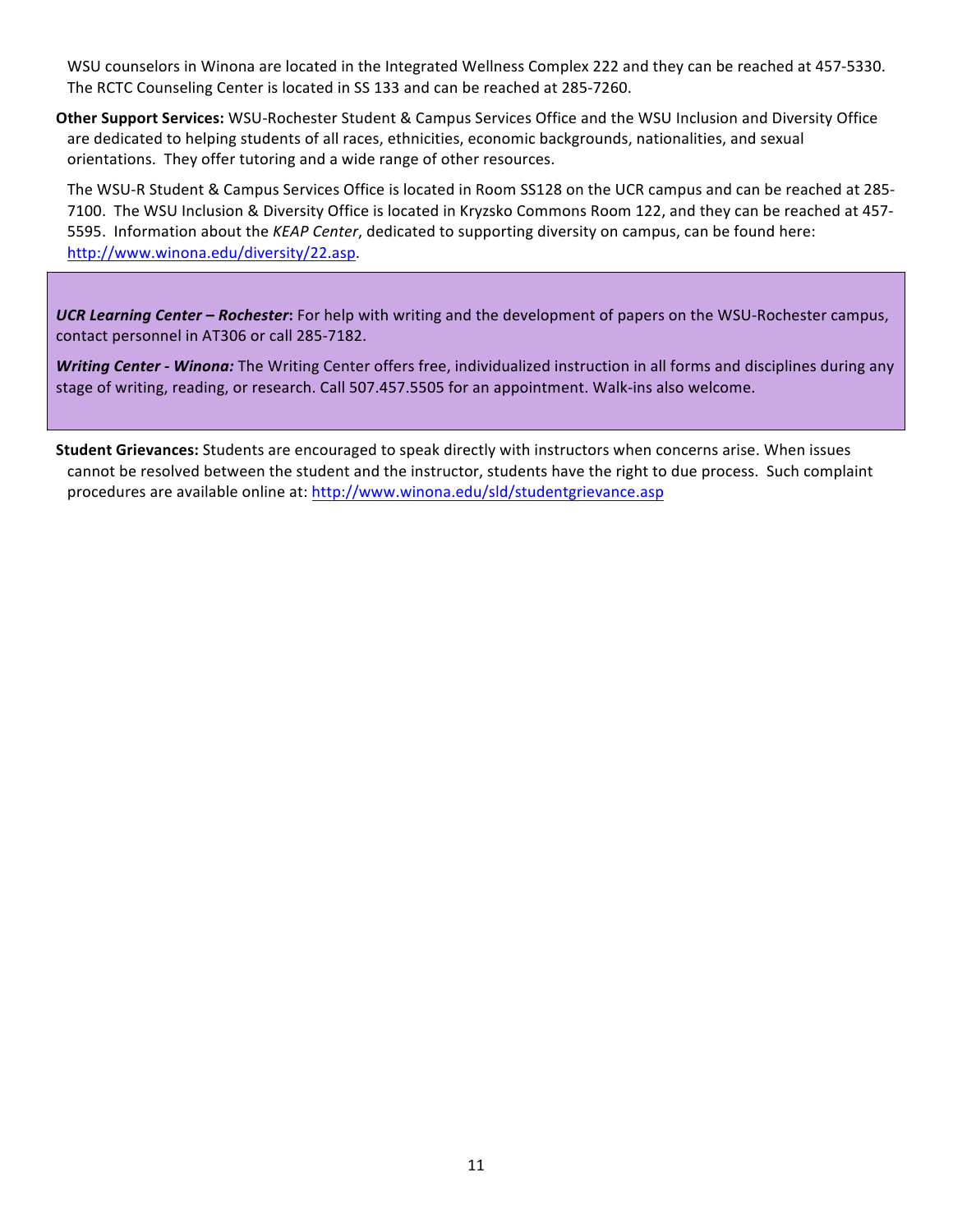WSU counselors in Winona are located in the Integrated Wellness Complex 222 and they can be reached at 457-5330. The RCTC Counseling Center is located in SS 133 and can be reached at 285-7260.

**Other Support Services:** WSU-Rochester Student & Campus Services Office and the WSU Inclusion and Diversity Office are dedicated to helping students of all races, ethnicities, economic backgrounds, nationalities, and sexual orientations. They offer tutoring and a wide range of other resources.

The WSU-R Student & Campus Services Office is located in Room SS128 on the UCR campus and can be reached at 285-7100. The WSU Inclusion & Diversity Office is located in Kryzsko Commons Room 122, and they can be reached at 457-5595. Information about the *KEAP Center*, dedicated to supporting diversity on campus, can be found here: http://www.winona.edu/diversity/22.asp.

***UCR Learning Center – Rochester*:** For help with writing and the development of papers on the WSU-Rochester campus, contact personnel in AT306 or call 285-7182.

***Writing Center - Winona:*** The Writing Center offers free, individualized instruction in all forms and disciplines during any stage of writing, reading, or research. Call 507.457.5505 for an appointment. Walk-ins also welcome.

**Student Grievances:** Students are encouraged to speak directly with instructors when concerns arise. When issues cannot be resolved between the student and the instructor, students have the right to due process. Such complaint procedures are available online at: http://www.winona.edu/sld/studentgrievance.asp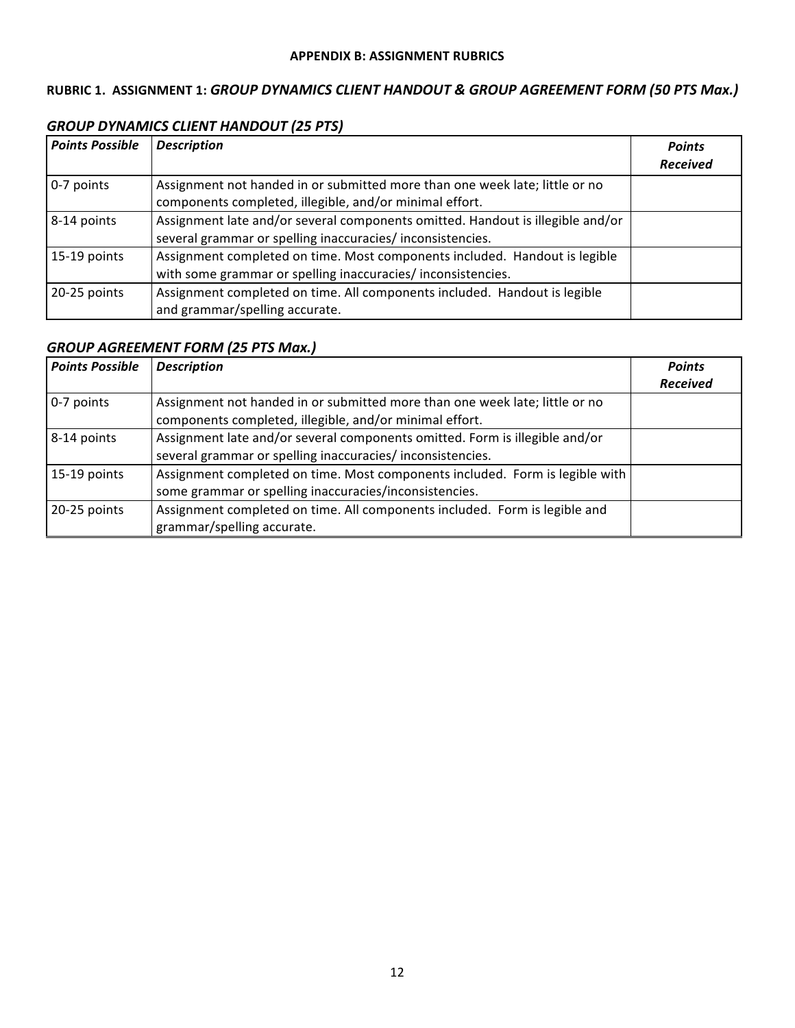# APPENDIX B: ASSIGNMENT RUBRICS

## RUBRIC 1. ASSIGNMENT 1: *GROUP DYNAMICS CLIENT HANDOUT & GROUP AGREEMENT FORM (50 PTS Max.)*

### *GROUP DYNAMICS CLIENT HANDOUT (25 PTS)*

| ***Points Possible*** | ***Description*** | ***Points Received*** |
|---|---|---|
| 0-7 points | Assignment not handed in or submitted more than one week late; little or no components completed, illegible, and/or minimal effort. | |
| 8-14 points | Assignment late and/or several components omitted. Handout is illegible and/or several grammar or spelling inaccuracies/ inconsistencies. | |
| 15-19 points | Assignment completed on time. Most components included. Handout is legible with some grammar or spelling inaccuracies/ inconsistencies. | |
| 20-25 points | Assignment completed on time. All components included. Handout is legible and grammar/spelling accurate. | |

### *GROUP AGREEMENT FORM (25 PTS Max.)*

| ***Points Possible*** | ***Description*** | ***Points Received*** |
|---|---|---|
| 0-7 points | Assignment not handed in or submitted more than one week late; little or no components completed, illegible, and/or minimal effort. | |
| 8-14 points | Assignment late and/or several components omitted. Form is illegible and/or several grammar or spelling inaccuracies/ inconsistencies. | |
| 15-19 points | Assignment completed on time. Most components included. Form is legible with some grammar or spelling inaccuracies/inconsistencies. | |
| 20-25 points | Assignment completed on time. All components included. Form is legible and grammar/spelling accurate. | |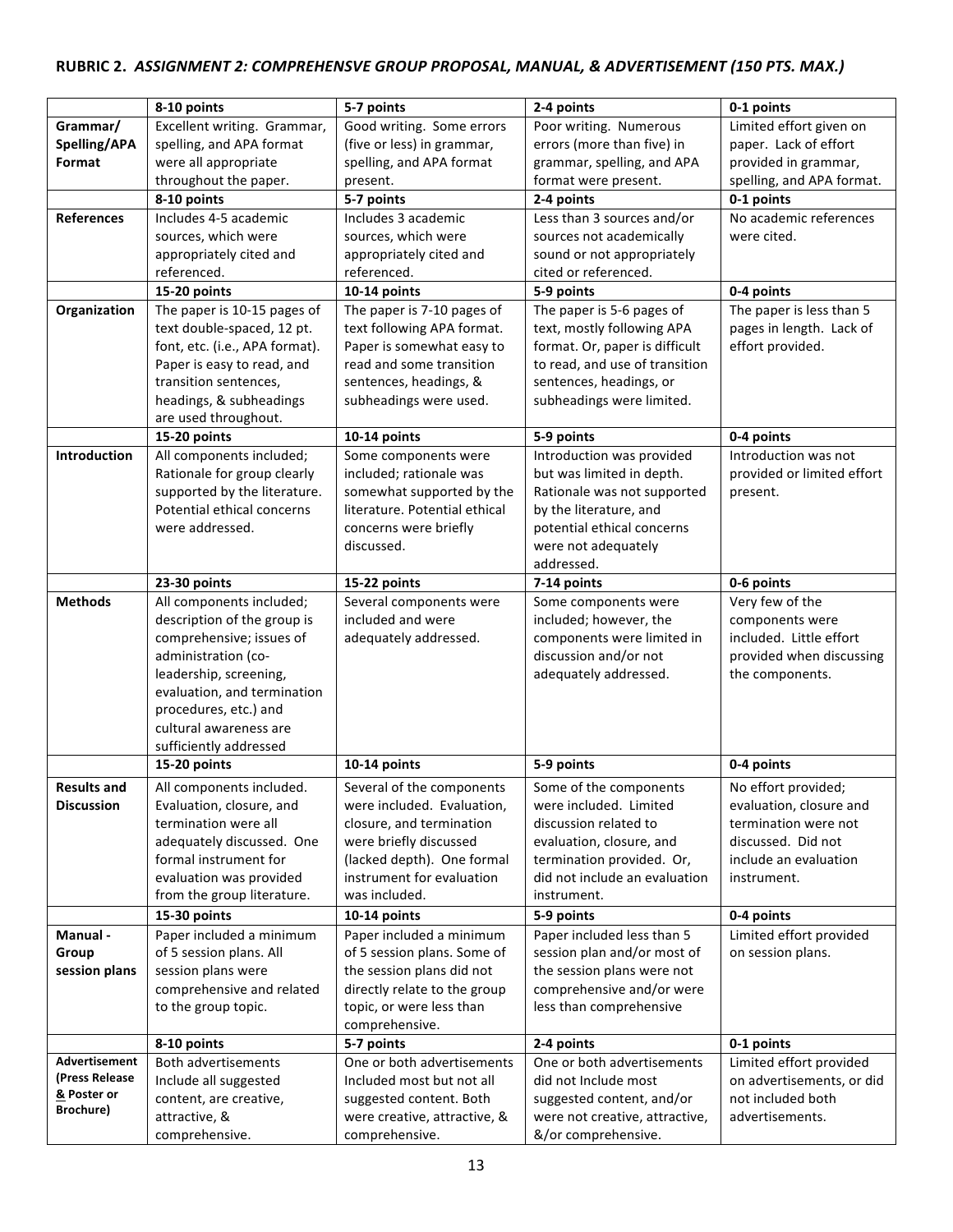**RUBRIC 2.** ***ASSIGNMENT 2: COMPREHENSVE GROUP PROPOSAL, MANUAL, & ADVERTISEMENT (150 PTS. MAX.)***

| | **8-10 points** | **5-7 points** | **2-4 points** | **0-1 points** |
|---|---|---|---|---|
| **Grammar/ Spelling/APA Format** | Excellent writing. Grammar, spelling, and APA format were all appropriate throughout the paper. | Good writing. Some errors (five or less) in grammar, spelling, and APA format present. | Poor writing. Numerous errors (more than five) in grammar, spelling, and APA format were present. | Limited effort given on paper. Lack of effort provided in grammar, spelling, and APA format. |
| | **8-10 points** | **5-7 points** | **2-4 points** | **0-1 points** |
| **References** | Includes 4-5 academic sources, which were appropriately cited and referenced. | Includes 3 academic sources, which were appropriately cited and referenced. | Less than 3 sources and/or sources not academically sound or not appropriately cited or referenced. | No academic references were cited. |
| | **15-20 points** | **10-14 points** | **5-9 points** | **0-4 points** |
| **Organization** | The paper is 10-15 pages of text double-spaced, 12 pt. font, etc. (i.e., APA format). Paper is easy to read, and transition sentences, headings, & subheadings are used throughout. | The paper is 7-10 pages of text following APA format. Paper is somewhat easy to read and some transition sentences, headings, & subheadings were used. | The paper is 5-6 pages of text, mostly following APA format. Or, paper is difficult to read, and use of transition sentences, headings, or subheadings were limited. | The paper is less than 5 pages in length. Lack of effort provided. |
| | **15-20 points** | **10-14 points** | **5-9 points** | **0-4 points** |
| **Introduction** | All components included; Rationale for group clearly supported by the literature. Potential ethical concerns were addressed. | Some components were included; rationale was somewhat supported by the literature. Potential ethical concerns were briefly discussed. | Introduction was provided but was limited in depth. Rationale was not supported by the literature, and potential ethical concerns were not adequately addressed. | Introduction was not provided or limited effort present. |
| | **23-30 points** | **15-22 points** | **7-14 points** | **0-6 points** |
| **Methods** | All components included; description of the group is comprehensive; issues of administration (co-leadership, screening, evaluation, and termination procedures, etc.) and cultural awareness are sufficiently addressed | Several components were included and were adequately addressed. | Some components were included; however, the components were limited in discussion and/or not adequately addressed. | Very few of the components were included. Little effort provided when discussing the components. |
| | **15-20 points** | **10-14 points** | **5-9 points** | **0-4 points** |
| **Results and Discussion** | All components included. Evaluation, closure, and termination were all adequately discussed. One formal instrument for evaluation was provided from the group literature. | Several of the components were included. Evaluation, closure, and termination were briefly discussed (lacked depth). One formal instrument for evaluation was included. | Some of the components were included. Limited discussion related to evaluation, closure, and termination provided. Or, did not include an evaluation instrument. | No effort provided; evaluation, closure and termination were not discussed. Did not include an evaluation instrument. |
| | **15-30 points** | **10-14 points** | **5-9 points** | **0-4 points** |
| **Manual - Group session plans** | Paper included a minimum of 5 session plans. All session plans were comprehensive and related to the group topic. | Paper included a minimum of 5 session plans. Some of the session plans did not directly relate to the group topic, or were less than comprehensive. | Paper included less than 5 session plan and/or most of the session plans were not comprehensive and/or were less than comprehensive | Limited effort provided on session plans. |
| | **8-10 points** | **5-7 points** | **2-4 points** | **0-1 points** |
| **Advertisement (Press Release & Poster or Brochure)** | Both advertisements Include all suggested content, are creative, attractive, & comprehensive. | One or both advertisements Included most but not all suggested content. Both were creative, attractive, & comprehensive. | One or both advertisements did not Include most suggested content, and/or were not creative, attractive, &/or comprehensive. | Limited effort provided on advertisements, or did not included both advertisements. |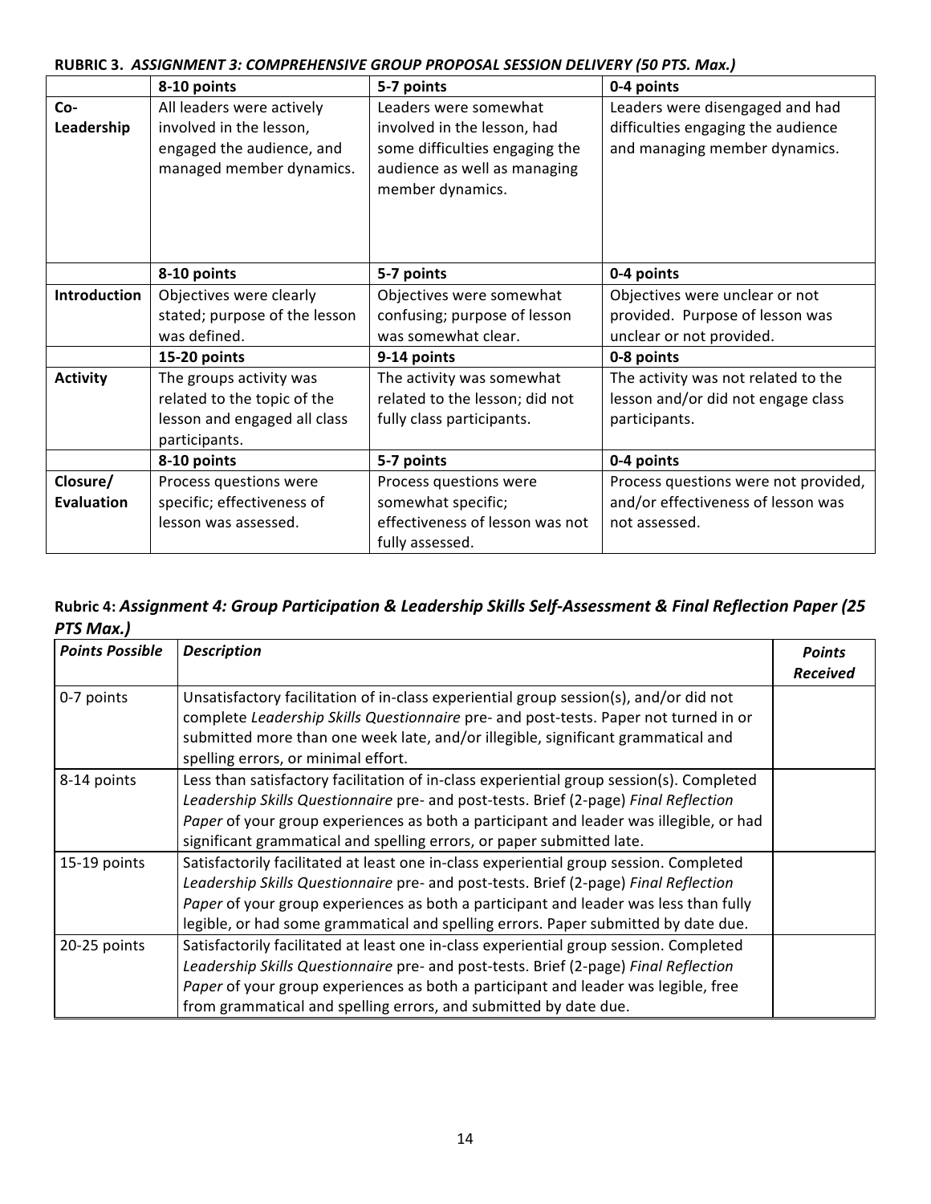**RUBRIC 3.** ***ASSIGNMENT 3: COMPREHENSIVE GROUP PROPOSAL SESSION DELIVERY (50 PTS. Max.)***

| | **8-10 points** | **5-7 points** | **0-4 points** |
|---|---|---|---|
| **Co-Leadership** | All leaders were actively involved in the lesson, engaged the audience, and managed member dynamics. | Leaders were somewhat involved in the lesson, had some difficulties engaging the audience as well as managing member dynamics. | Leaders were disengaged and had difficulties engaging the audience and managing member dynamics. |
| | **8-10 points** | **5-7 points** | **0-4 points** |
| **Introduction** | Objectives were clearly stated; purpose of the lesson was defined. | Objectives were somewhat confusing; purpose of lesson was somewhat clear. | Objectives were unclear or not provided. Purpose of lesson was unclear or not provided. |
| | **15-20 points** | **9-14 points** | **0-8 points** |
| **Activity** | The groups activity was related to the topic of the lesson and engaged all class participants. | The activity was somewhat related to the lesson; did not fully class participants. | The activity was not related to the lesson and/or did not engage class participants. |
| | **8-10 points** | **5-7 points** | **0-4 points** |
| **Closure/ Evaluation** | Process questions were specific; effectiveness of lesson was assessed. | Process questions were somewhat specific; effectiveness of lesson was not fully assessed. | Process questions were not provided, and/or effectiveness of lesson was not assessed. |

### Rubric 4: *Assignment 4: Group Participation & Leadership Skills Self-Assessment & Final Reflection Paper (25 PTS Max.)*

| ***Points Possible*** | ***Description*** | ***Points Received*** |
|---|---|---|
| 0-7 points | Unsatisfactory facilitation of in-class experiential group session(s), and/or did not complete *Leadership Skills Questionnaire* pre- and post-tests. Paper not turned in or submitted more than one week late, and/or illegible, significant grammatical and spelling errors, or minimal effort. | |
| 8-14 points | Less than satisfactory facilitation of in-class experiential group session(s). Completed *Leadership Skills Questionnaire* pre- and post-tests. Brief (2-page) *Final Reflection Paper* of your group experiences as both a participant and leader was illegible, or had significant grammatical and spelling errors, or paper submitted late. | |
| 15-19 points | Satisfactorily facilitated at least one in-class experiential group session. Completed *Leadership Skills Questionnaire* pre- and post-tests. Brief (2-page) *Final Reflection Paper* of your group experiences as both a participant and leader was less than fully legible, or had some grammatical and spelling errors. Paper submitted by date due. | |
| 20-25 points | Satisfactorily facilitated at least one in-class experiential group session. Completed *Leadership Skills Questionnaire* pre- and post-tests. Brief (2-page) *Final Reflection Paper* of your group experiences as both a participant and leader was legible, free from grammatical and spelling errors, and submitted by date due. | |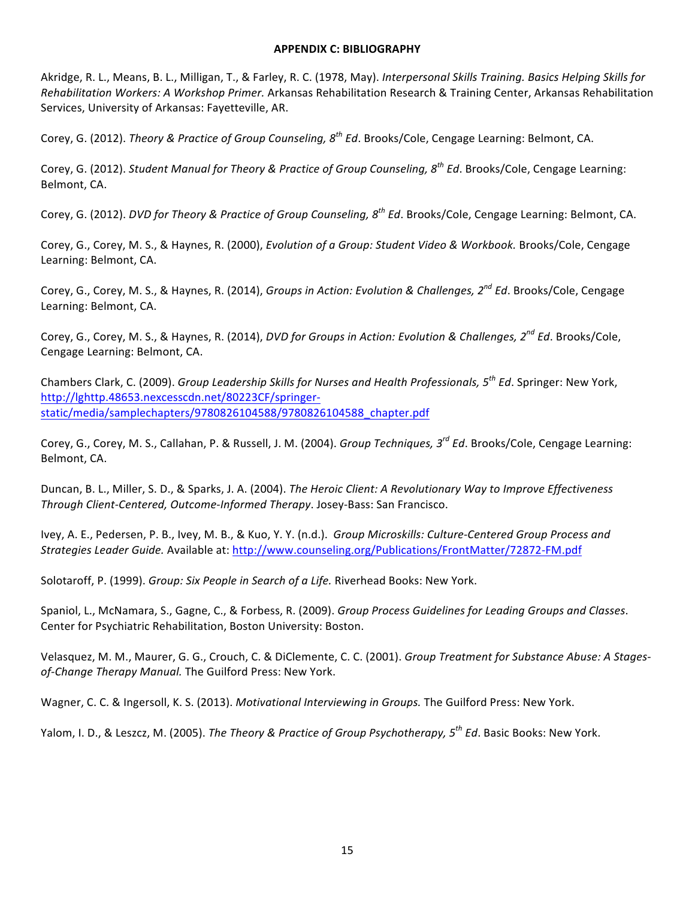## APPENDIX C: BIBLIOGRAPHY

Akridge, R. L., Means, B. L., Milligan, T., & Farley, R. C. (1978, May). *Interpersonal Skills Training. Basics Helping Skills for Rehabilitation Workers: A Workshop Primer.* Arkansas Rehabilitation Research & Training Center, Arkansas Rehabilitation Services, University of Arkansas: Fayetteville, AR.

Corey, G. (2012). *Theory & Practice of Group Counseling, 8th Ed*. Brooks/Cole, Cengage Learning: Belmont, CA.

Corey, G. (2012). *Student Manual for Theory & Practice of Group Counseling, 8th Ed*. Brooks/Cole, Cengage Learning: Belmont, CA.

Corey, G. (2012). *DVD for Theory & Practice of Group Counseling, 8th Ed*. Brooks/Cole, Cengage Learning: Belmont, CA.

Corey, G., Corey, M. S., & Haynes, R. (2000), *Evolution of a Group: Student Video & Workbook.* Brooks/Cole, Cengage Learning: Belmont, CA.

Corey, G., Corey, M. S., & Haynes, R. (2014), *Groups in Action: Evolution & Challenges, 2nd Ed*. Brooks/Cole, Cengage Learning: Belmont, CA.

Corey, G., Corey, M. S., & Haynes, R. (2014), *DVD for Groups in Action: Evolution & Challenges, 2nd Ed*. Brooks/Cole, Cengage Learning: Belmont, CA.

Chambers Clark, C. (2009). *Group Leadership Skills for Nurses and Health Professionals, 5th Ed*. Springer: New York, http://lghttp.48653.nexcesscdn.net/80223CF/springer-static/media/samplechapters/9780826104588/9780826104588_chapter.pdf

Corey, G., Corey, M. S., Callahan, P. & Russell, J. M. (2004). *Group Techniques, 3rd Ed*. Brooks/Cole, Cengage Learning: Belmont, CA.

Duncan, B. L., Miller, S. D., & Sparks, J. A. (2004). *The Heroic Client: A Revolutionary Way to Improve Effectiveness Through Client-Centered, Outcome-Informed Therapy*. Josey-Bass: San Francisco.

Ivey, A. E., Pedersen, P. B., Ivey, M. B., & Kuo, Y. Y. (n.d.). *Group Microskills: Culture-Centered Group Process and Strategies Leader Guide.* Available at: http://www.counseling.org/Publications/FrontMatter/72872-FM.pdf

Solotaroff, P. (1999). *Group: Six People in Search of a Life.* Riverhead Books: New York.

Spaniol, L., McNamara, S., Gagne, C., & Forbess, R. (2009). *Group Process Guidelines for Leading Groups and Classes*. Center for Psychiatric Rehabilitation, Boston University: Boston.

Velasquez, M. M., Maurer, G. G., Crouch, C. & DiClemente, C. C. (2001). *Group Treatment for Substance Abuse: A Stages-of-Change Therapy Manual.* The Guilford Press: New York.

Wagner, C. C. & Ingersoll, K. S. (2013). *Motivational Interviewing in Groups.* The Guilford Press: New York.

Yalom, I. D., & Leszcz, M. (2005). *The Theory & Practice of Group Psychotherapy, 5th Ed*. Basic Books: New York.